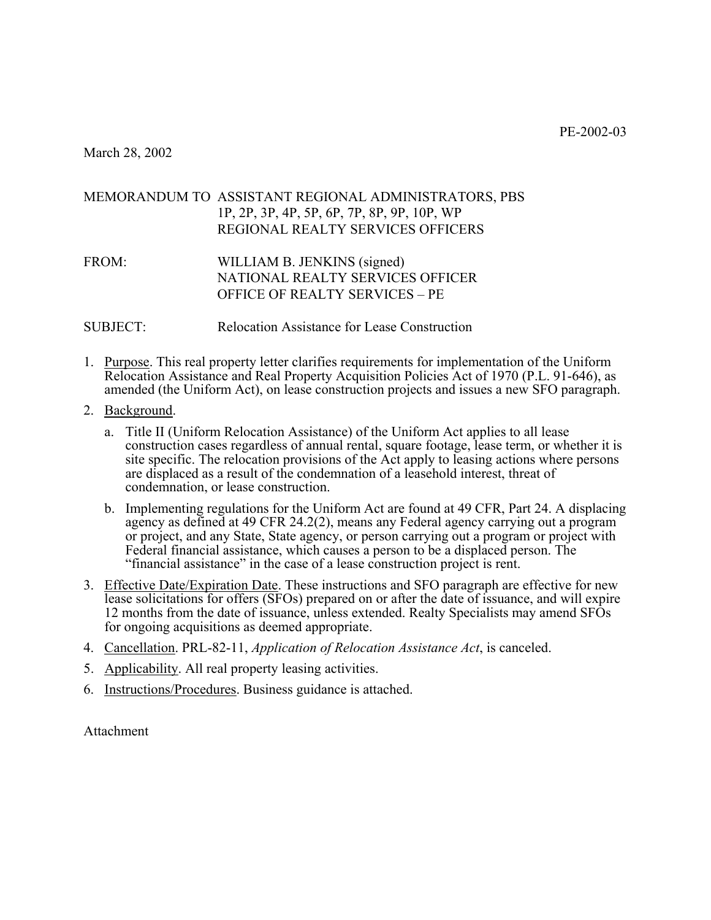PE-2002-03

March 28, 2002

MEMORANDUM TO ASSISTANT REGIONAL ADMINISTRATORS, PBS
1P, 2P, 3P, 4P, 5P, 6P, 7P, 8P, 9P, 10P, WP
REGIONAL REALTY SERVICES OFFICERS

FROM: WILLIAM B. JENKINS (signed)
NATIONAL REALTY SERVICES OFFICER
OFFICE OF REALTY SERVICES – PE

SUBJECT: Relocation Assistance for Lease Construction

1. Purpose. This real property letter clarifies requirements for implementation of the Uniform Relocation Assistance and Real Property Acquisition Policies Act of 1970 (P.L. 91-646), as amended (the Uniform Act), on lease construction projects and issues a new SFO paragraph.

2. Background.

   a. Title II (Uniform Relocation Assistance) of the Uniform Act applies to all lease construction cases regardless of annual rental, square footage, lease term, or whether it is site specific. The relocation provisions of the Act apply to leasing actions where persons are displaced as a result of the condemnation of a leasehold interest, threat of condemnation, or lease construction.

   b. Implementing regulations for the Uniform Act are found at 49 CFR, Part 24. A displacing agency as defined at 49 CFR 24.2(2), means any Federal agency carrying out a program or project, and any State, State agency, or person carrying out a program or project with Federal financial assistance, which causes a person to be a displaced person. The "financial assistance" in the case of a lease construction project is rent.

3. Effective Date/Expiration Date. These instructions and SFO paragraph are effective for new lease solicitations for offers (SFOs) prepared on or after the date of issuance, and will expire 12 months from the date of issuance, unless extended. Realty Specialists may amend SFOs for ongoing acquisitions as deemed appropriate.

4. Cancellation. PRL-82-11, *Application of Relocation Assistance Act*, is canceled.

5. Applicability. All real property leasing activities.

6. Instructions/Procedures. Business guidance is attached.

Attachment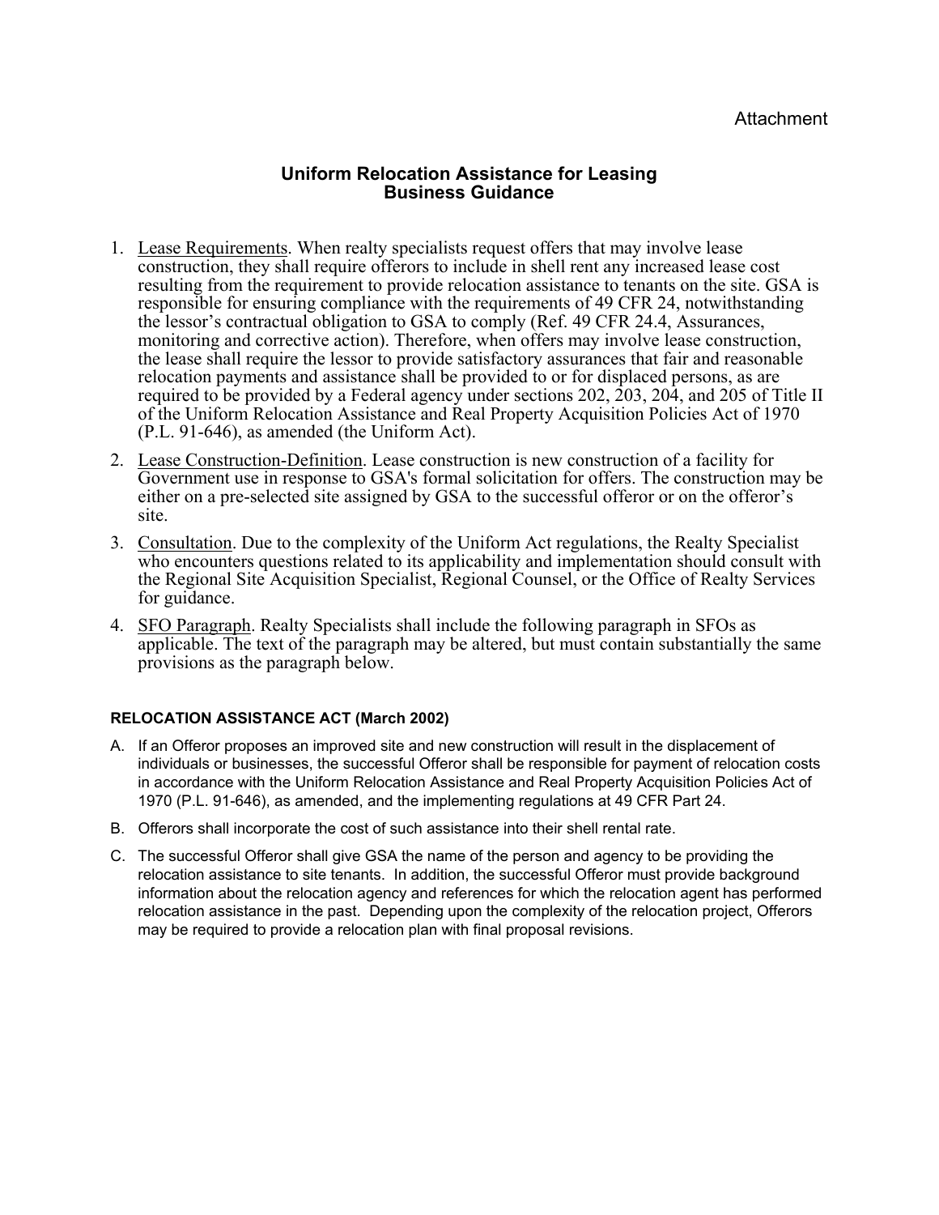Attachment

## Uniform Relocation Assistance for Leasing Business Guidance

1. Lease Requirements. When realty specialists request offers that may involve lease construction, they shall require offerors to include in shell rent any increased lease cost resulting from the requirement to provide relocation assistance to tenants on the site. GSA is responsible for ensuring compliance with the requirements of 49 CFR 24, notwithstanding the lessor's contractual obligation to GSA to comply (Ref. 49 CFR 24.4, Assurances, monitoring and corrective action). Therefore, when offers may involve lease construction, the lease shall require the lessor to provide satisfactory assurances that fair and reasonable relocation payments and assistance shall be provided to or for displaced persons, as are required to be provided by a Federal agency under sections 202, 203, 204, and 205 of Title II of the Uniform Relocation Assistance and Real Property Acquisition Policies Act of 1970 (P.L. 91-646), as amended (the Uniform Act).
2. Lease Construction-Definition. Lease construction is new construction of a facility for Government use in response to GSA's formal solicitation for offers. The construction may be either on a pre-selected site assigned by GSA to the successful offeror or on the offeror's site.
3. Consultation. Due to the complexity of the Uniform Act regulations, the Realty Specialist who encounters questions related to its applicability and implementation should consult with the Regional Site Acquisition Specialist, Regional Counsel, or the Office of Realty Services for guidance.
4. SFO Paragraph. Realty Specialists shall include the following paragraph in SFOs as applicable. The text of the paragraph may be altered, but must contain substantially the same provisions as the paragraph below.

**RELOCATION ASSISTANCE ACT (March 2002)**

A. If an Offeror proposes an improved site and new construction will result in the displacement of individuals or businesses, the successful Offeror shall be responsible for payment of relocation costs in accordance with the Uniform Relocation Assistance and Real Property Acquisition Policies Act of 1970 (P.L. 91-646), as amended, and the implementing regulations at 49 CFR Part 24.

B. Offerors shall incorporate the cost of such assistance into their shell rental rate.

C. The successful Offeror shall give GSA the name of the person and agency to be providing the relocation assistance to site tenants. In addition, the successful Offeror must provide background information about the relocation agency and references for which the relocation agent has performed relocation assistance in the past. Depending upon the complexity of the relocation project, Offerors may be required to provide a relocation plan with final proposal revisions.